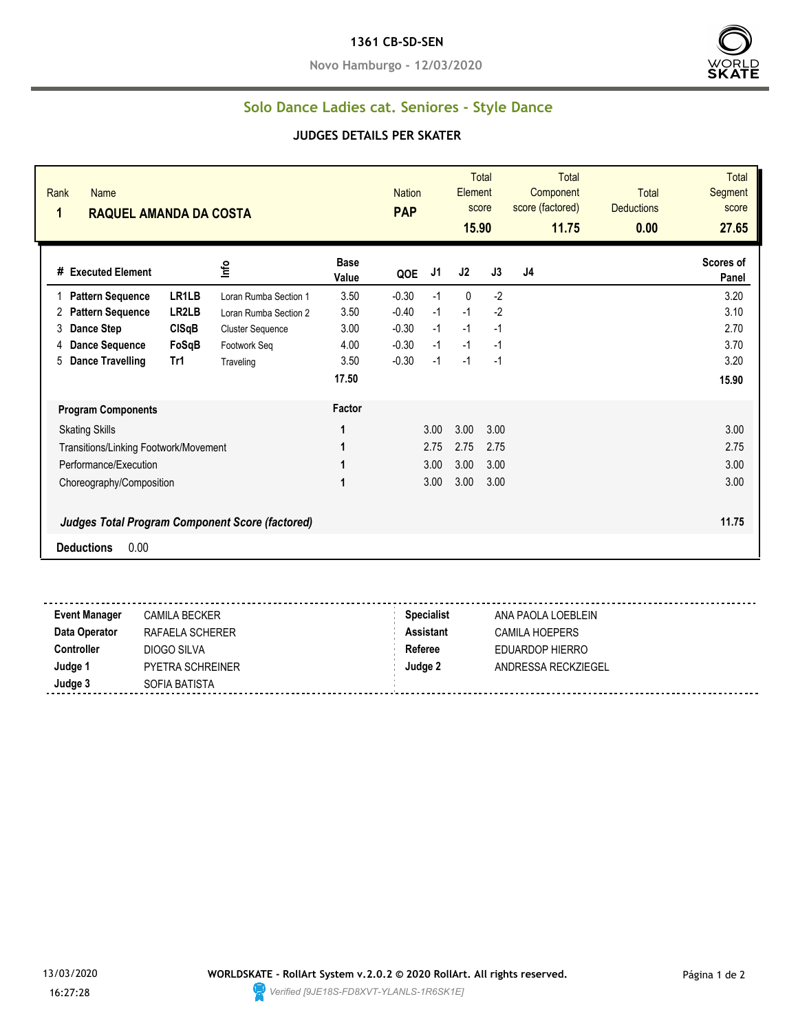# 1361 CB-SD-SEN

**Novo Hamburgo - 12/03/2020**

## Solo Dance Ladies cat. Seniores - Style Dance

### JUDGES DETAILS PER SKATER

| Rank | Name | Nation | Total Element score | Total Component score (factored) | Total Deductions | Total Segment score |
|---|---|---|---|---|---|---|
| 1 | RAQUEL AMANDA DA COSTA | PAP | 15.90 | 11.75 | 0.00 | 27.65 |

| # | Executed Element | | Info | Base Value | QOE | J1 | J2 | J3 | J4 | Scores of Panel |
|---|---|---|---|---|---|---|---|---|---|---|
| 1 | Pattern Sequence | LR1LB | Loran Rumba Section 1 | 3.50 | -0.30 | -1 | 0 | -2 | | 3.20 |
| 2 | Pattern Sequence | LR2LB | Loran Rumba Section 2 | 3.50 | -0.40 | -1 | -1 | -2 | | 3.10 |
| 3 | Dance Step | ClSqB | Cluster Sequence | 3.00 | -0.30 | -1 | -1 | -1 | | 2.70 |
| 4 | Dance Sequence | FoSqB | Footwork Seq | 4.00 | -0.30 | -1 | -1 | -1 | | 3.70 |
| 5 | Dance Travelling | Tr1 | Traveling | 3.50 | -0.30 | -1 | -1 | -1 | | 3.20 |
| | | | | 17.50 | | | | | | 15.90 |

| Program Components | Factor | J1 | J2 | J3 | J4 | Scores of Panel |
|---|---|---|---|---|---|---|
| Skating Skills | 1 | 3.00 | 3.00 | 3.00 | | 3.00 |
| Transitions/Linking Footwork/Movement | 1 | 2.75 | 2.75 | 2.75 | | 2.75 |
| Performance/Execution | 1 | 3.00 | 3.00 | 3.00 | | 3.00 |
| Choreography/Composition | 1 | 3.00 | 3.00 | 3.00 | | 3.00 |
| ***Judges Total Program Component Score (factored)*** | | | | | | 11.75 |

**Deductions** 0.00

| | | | |
|---|---|---|---|
| **Event Manager** | CAMILA BECKER | **Specialist** | ANA PAOLA LOEBLEIN |
| **Data Operator** | RAFAELA SCHERER | **Assistant** | CAMILA HOEPERS |
| **Controller** | DIOGO SILVA | **Referee** | EDUARDOP HIERRO |
| **Judge 1** | PYETRA SCHREINER | **Judge 2** | ANDRESSA RECKZIEGEL |
| **Judge 3** | SOFIA BATISTA | | |

13/03/2020 16:27:28

**WORLDSKATE - RollArt System v.2.0.2 © 2020 RollArt. All rights reserved.**

*Verified [9JE18S-FD8XVT-YLANLS-1R6SK1E]*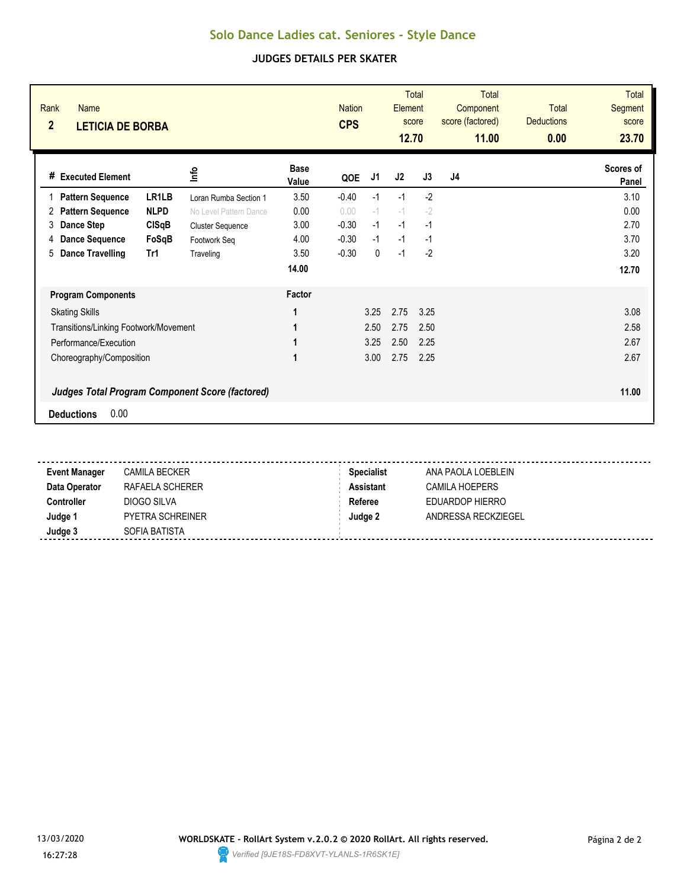# Solo Dance Ladies cat. Seniores - Style Dance

## JUDGES DETAILS PER SKATER

| Rank | Name | Nation | Total Element score | Total Component score (factored) | Total Deductions | Total Segment score |
|---|---|---|---|---|---|---|
| 2 | LETICIA DE BORBA | CPS | 12.70 | 11.00 | 0.00 | 23.70 |

| # | Executed Element | | Info | Base Value | QOE | J1 | J2 | J3 | J4 | Scores of Panel |
|---|---|---|---|---|---|---|---|---|---|---|
| 1 | Pattern Sequence | LR1LB | Loran Rumba Section 1 | 3.50 | -0.40 | -1 | -1 | -2 | | 3.10 |
| 2 | Pattern Sequence | NLPD | No Level Pattern Dance | 0.00 | 0.00 | -1 | -1 | -2 | | 0.00 |
| 3 | Dance Step | ClSqB | Cluster Sequence | 3.00 | -0.30 | -1 | -1 | -1 | | 2.70 |
| 4 | Dance Sequence | FoSqB | Footwork Seq | 4.00 | -0.30 | -1 | -1 | -1 | | 3.70 |
| 5 | Dance Travelling | Tr1 | Traveling | 3.50 | -0.30 | 0 | -1 | -2 | | 3.20 |
| | | | | 14.00 | | | | | | 12.70 |

| Program Components | Factor | J1 | J2 | J3 | J4 | |
|---|---|---|---|---|---|---|
| Skating Skills | 1 | 3.25 | 2.75 | 3.25 | | 3.08 |
| Transitions/Linking Footwork/Movement | 1 | 2.50 | 2.75 | 2.50 | | 2.58 |
| Performance/Execution | 1 | 3.25 | 2.50 | 2.25 | | 2.67 |
| Choreography/Composition | 1 | 3.00 | 2.75 | 2.25 | | 2.67 |
| ***Judges Total Program Component Score (factored)*** | | | | | | **11.00** |

**Deductions** 0.00

| | | | |
|---|---|---|---|
| **Event Manager** | CAMILA BECKER | **Specialist** | ANA PAOLA LOEBLEIN |
| **Data Operator** | RAFAELA SCHERER | **Assistant** | CAMILA HOEPERS |
| **Controller** | DIOGO SILVA | **Referee** | EDUARDOP HIERRO |
| **Judge 1** | PYETRA SCHREINER | **Judge 2** | ANDRESSA RECKZIEGEL |
| **Judge 3** | SOFIA BATISTA | | |

13/03/2020 16:27:28

**WORLDSKATE - RollArt System v.2.0.2 © 2020 RollArt. All rights reserved.**

*Verified [9JE18S-FD8XVT-YLANLS-1R6SK1E]*